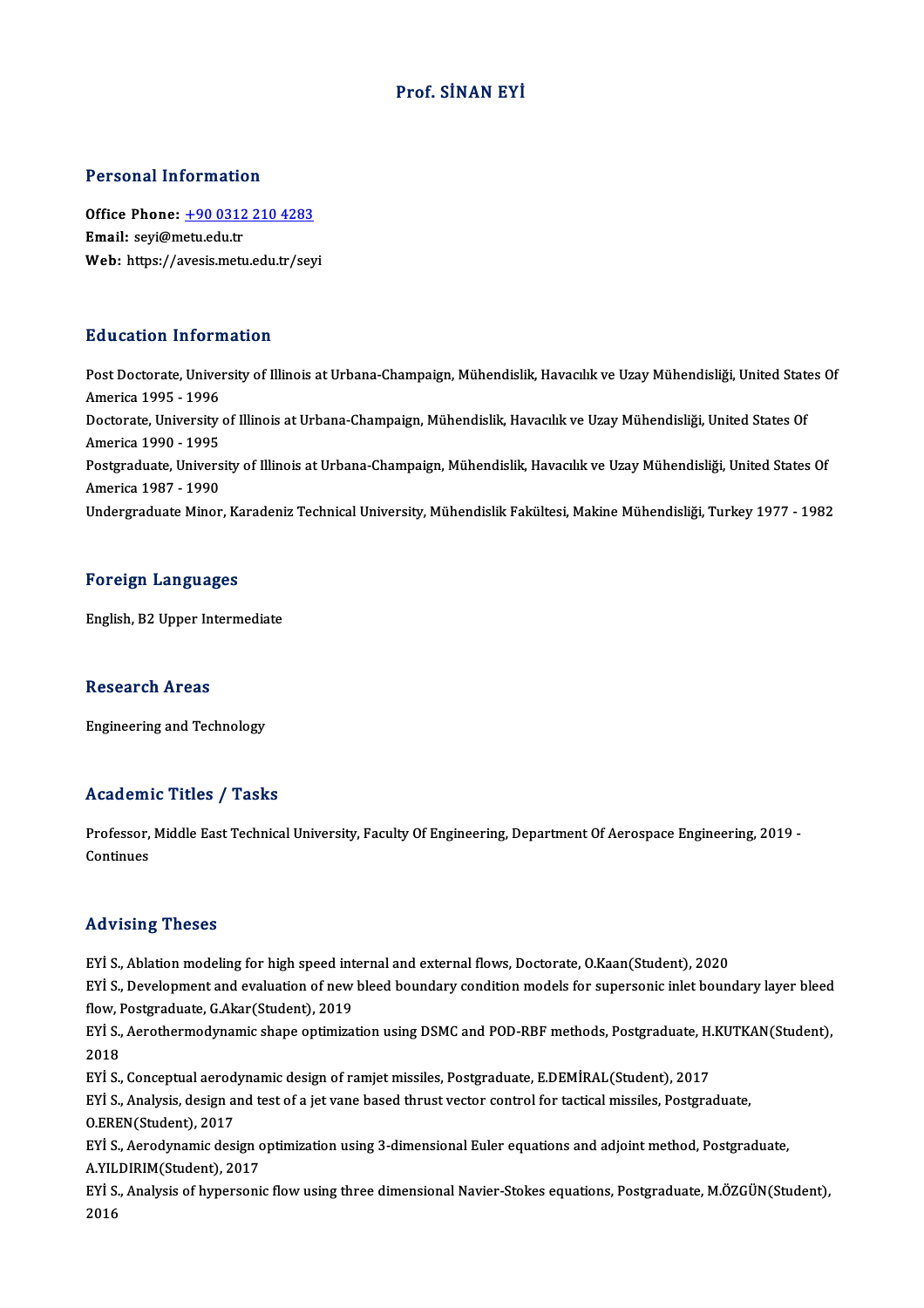# Prof. SİNAN EYİ

## Personal Information

**Office Phone:** +90 0312 210 4283
**Email:** seyi@metu.edu.tr
**Web:** https://avesis.metu.edu.tr/seyi

## Education Information

Post Doctorate, University of Illinois at Urbana-Champaign, Mühendislik, Havacılık ve Uzay Mühendisliği, United States Of America 1995 - 1996
Doctorate, University of Illinois at Urbana-Champaign, Mühendislik, Havacılık ve Uzay Mühendisliği, United States Of America 1990 - 1995
Postgraduate, University of Illinois at Urbana-Champaign, Mühendislik, Havacılık ve Uzay Mühendisliği, United States Of America 1987 - 1990
Undergraduate Minor, Karadeniz Technical University, Mühendislik Fakültesi, Makine Mühendisliği, Turkey 1977 - 1982

## Foreign Languages

English, B2 Upper Intermediate

## Research Areas

Engineering and Technology

## Academic Titles / Tasks

Professor, Middle East Technical University, Faculty Of Engineering, Department Of Aerospace Engineering, 2019 - Continues

## Advising Theses

EYİ S., Ablation modeling for high speed internal and external flows, Doctorate, O.Kaan(Student), 2020
EYİ S., Development and evaluation of new bleed boundary condition models for supersonic inlet boundary layer bleed flow, Postgraduate, G.Akar(Student), 2019
EYİ S., Aerothermodynamic shape optimization using DSMC and POD-RBF methods, Postgraduate, H.KUTKAN(Student), 2018
EYİ S., Conceptual aerodynamic design of ramjet missiles, Postgraduate, E.DEMİRAL(Student), 2017
EYİ S., Analysis, design and test of a jet vane based thrust vector control for tactical missiles, Postgraduate, O.EREN(Student), 2017
EYİ S., Aerodynamic design optimization using 3-dimensional Euler equations and adjoint method, Postgraduate, A.YILDIRIM(Student), 2017
EYİ S., Analysis of hypersonic flow using three dimensional Navier-Stokes equations, Postgraduate, M.ÖZGÜN(Student), 2016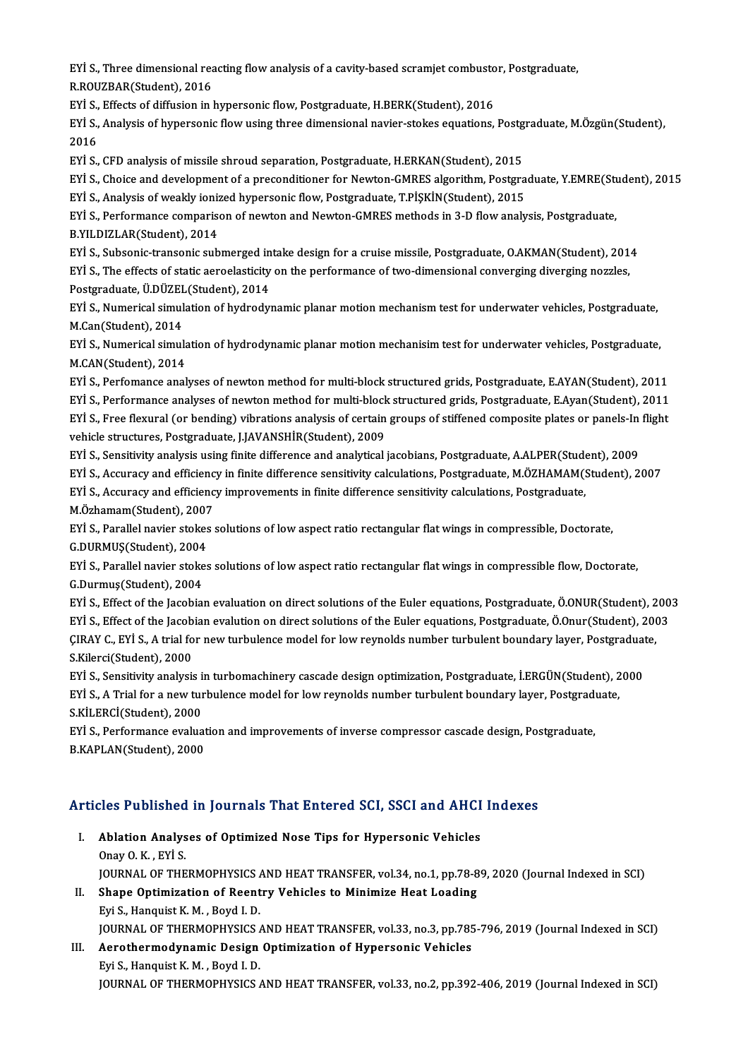EYİ S., Three dimensional reacting flow analysis of a cavity-based scramjet combustor, Postgraduate, R.ROUZBAR(Student), 2016

EYİ S., Effects of diffusion in hypersonic flow, Postgraduate, H.BERK(Student), 2016

EYİ S., Analysis of hypersonic flow using three dimensional navier-stokes equations, Postgraduate, M.Özgün(Student), 2016

EYİ S., CFD analysis of missile shroud separation, Postgraduate, H.ERKAN(Student), 2015

EYİ S., Choice and development of a preconditioner for Newton-GMRES algorithm, Postgraduate, Y.EMRE(Student), 2015

EYİ S., Analysis of weakly ionized hypersonic flow, Postgraduate, T.PİŞKİN(Student), 2015

EYİ S., Performance comparison of newton and Newton-GMRES methods in 3-D flow analysis, Postgraduate, B.YILDIZLAR(Student), 2014

EYİ S., Subsonic-transonic submerged intake design for a cruise missile, Postgraduate, O.AKMAN(Student), 2014

EYİ S., The effects of static aeroelasticity on the performance of two-dimensional converging diverging nozzles, Postgraduate, Ü.DÜZEL(Student), 2014

EYİ S., Numerical simulation of hydrodynamic planar motion mechanism test for underwater vehicles, Postgraduate, M.Can(Student), 2014

EYİ S., Numerical simulation of hydrodynamic planar motion mechanisim test for underwater vehicles, Postgraduate, M.CAN(Student), 2014

EYİ S., Perfomance analyses of newton method for multi-block structured grids, Postgraduate, E.AYAN(Student), 2011

EYİ S., Performance analyses of newton method for multi-block structured grids, Postgraduate, E.Ayan(Student), 2011

EYİ S., Free flexural (or bending) vibrations analysis of certain groups of stiffened composite plates or panels-In flight vehicle structures, Postgraduate, J.JAVANSHİR(Student), 2009

EYİ S., Sensitivity analysis using finite difference and analytical jacobians, Postgraduate, A.ALPER(Student), 2009

EYİ S., Accuracy and efficiency in finite difference sensitivity calculations, Postgraduate, M.ÖZHAMAM(Student), 2007

EYİ S., Accuracy and efficiency improvements in finite difference sensitivity calculations, Postgraduate, M.Özhamam(Student), 2007

EYİ S., Parallel navier stokes solutions of low aspect ratio rectangular flat wings in compressible, Doctorate, G.DURMUŞ(Student), 2004

EYİ S., Parallel navier stokes solutions of low aspect ratio rectangular flat wings in compressible flow, Doctorate, G.Durmuş(Student), 2004

EYİ S., Effect of the Jacobian evaluation on direct solutions of the Euler equations, Postgraduate, Ö.ONUR(Student), 2003

EYİ S., Effect of the Jacobian evalution on direct solutions of the Euler equations, Postgraduate, Ö.Onur(Student), 2003

ÇIRAY C., EYİ S., A trial for new turbulence model for low reynolds number turbulent boundary layer, Postgraduate, S.Kilerci(Student), 2000

EYİ S., Sensitivity analysis in turbomachinery cascade design optimization, Postgraduate, İ.ERGÜN(Student), 2000

EYİ S., A Trial for a new turbulence model for low reynolds number turbulent boundary layer, Postgraduate, S.KİLERCİ(Student), 2000

EYİ S., Performance evaluation and improvements of inverse compressor cascade design, Postgraduate, B.KAPLAN(Student), 2000

## Articles Published in Journals That Entered SCI, SSCI and AHCI Indexes

I. **Ablation Analyses of Optimized Nose Tips for Hypersonic Vehicles**
   Onay O. K. , EYİ S.
   JOURNAL OF THERMOPHYSICS AND HEAT TRANSFER, vol.34, no.1, pp.78-89, 2020 (Journal Indexed in SCI)

II. **Shape Optimization of Reentry Vehicles to Minimize Heat Loading**
   Eyi S., Hanquist K. M. , Boyd I. D.
   JOURNAL OF THERMOPHYSICS AND HEAT TRANSFER, vol.33, no.3, pp.785-796, 2019 (Journal Indexed in SCI)

III. **Aerothermodynamic Design Optimization of Hypersonic Vehicles**
   Eyi S., Hanquist K. M. , Boyd I. D.
   JOURNAL OF THERMOPHYSICS AND HEAT TRANSFER, vol.33, no.2, pp.392-406, 2019 (Journal Indexed in SCI)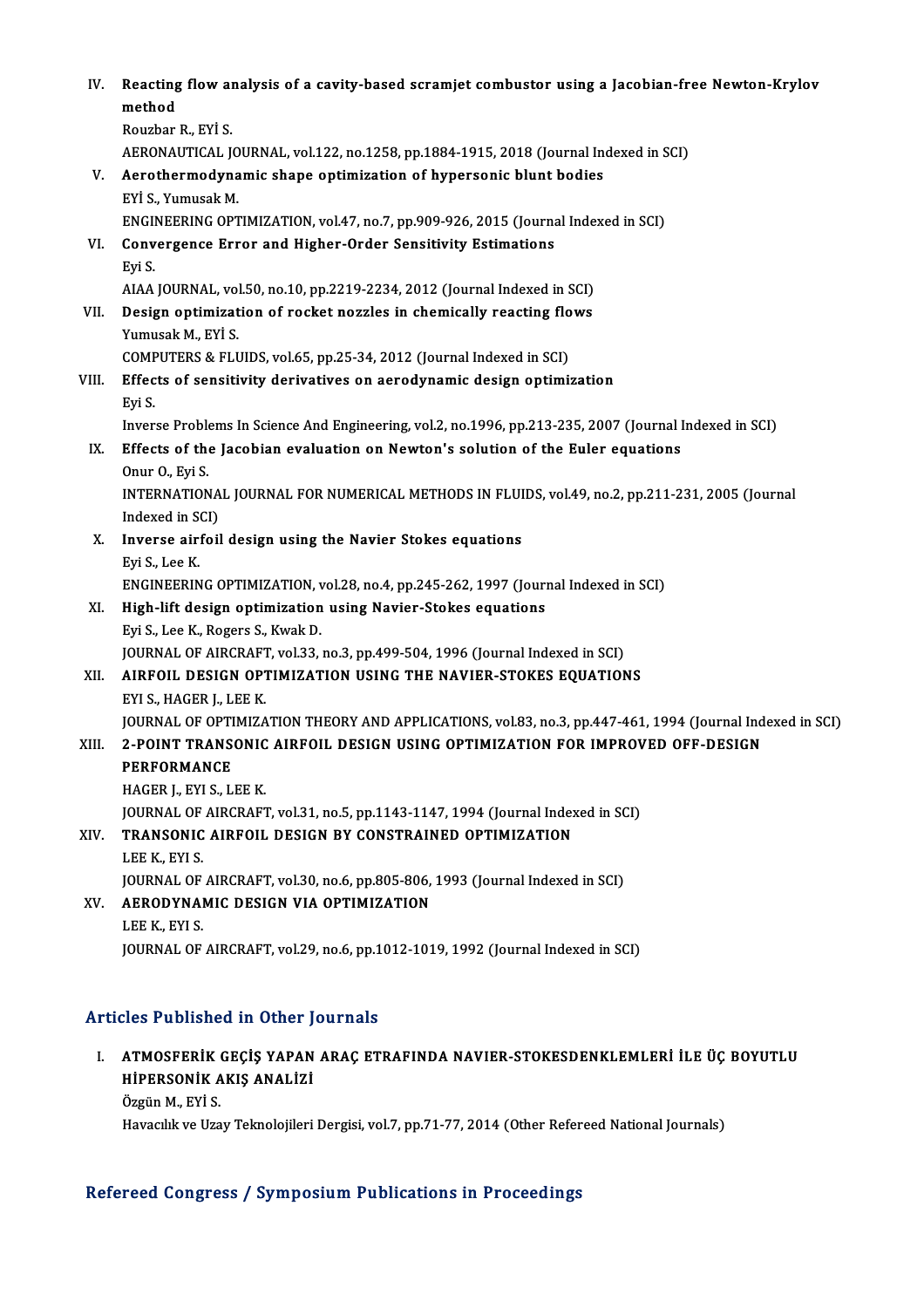IV. **Reacting flow analysis of a cavity-based scramjet combustor using a Jacobian-free Newton-Krylov method**
Rouzbar R., EYİ S.
AERONAUTICAL JOURNAL, vol.122, no.1258, pp.1884-1915, 2018 (Journal Indexed in SCI)

V. **Aerothermodynamic shape optimization of hypersonic blunt bodies**
EYİ S., Yumusak M.
ENGINEERING OPTIMIZATION, vol.47, no.7, pp.909-926, 2015 (Journal Indexed in SCI)

VI. **Convergence Error and Higher-Order Sensitivity Estimations**
Eyi S.
AIAA JOURNAL, vol.50, no.10, pp.2219-2234, 2012 (Journal Indexed in SCI)

VII. **Design optimization of rocket nozzles in chemically reacting flows**
Yumusak M., EYİ S.
COMPUTERS & FLUIDS, vol.65, pp.25-34, 2012 (Journal Indexed in SCI)

VIII. **Effects of sensitivity derivatives on aerodynamic design optimization**
Eyi S.
Inverse Problems In Science And Engineering, vol.2, no.1996, pp.213-235, 2007 (Journal Indexed in SCI)

IX. **Effects of the Jacobian evaluation on Newton's solution of the Euler equations**
Onur O., Eyi S.
INTERNATIONAL JOURNAL FOR NUMERICAL METHODS IN FLUIDS, vol.49, no.2, pp.211-231, 2005 (Journal Indexed in SCI)

X. **Inverse airfoil design using the Navier Stokes equations**
Eyi S., Lee K.
ENGINEERING OPTIMIZATION, vol.28, no.4, pp.245-262, 1997 (Journal Indexed in SCI)

XI. **High-lift design optimization using Navier-Stokes equations**
Eyi S., Lee K., Rogers S., Kwak D.
JOURNAL OF AIRCRAFT, vol.33, no.3, pp.499-504, 1996 (Journal Indexed in SCI)

XII. **AIRFOIL DESIGN OPTIMIZATION USING THE NAVIER-STOKES EQUATIONS**
EYI S., HAGER J., LEE K.
JOURNAL OF OPTIMIZATION THEORY AND APPLICATIONS, vol.83, no.3, pp.447-461, 1994 (Journal Indexed in SCI)

XIII. **2-POINT TRANSONIC AIRFOIL DESIGN USING OPTIMIZATION FOR IMPROVED OFF-DESIGN PERFORMANCE**
HAGER J., EYI S., LEE K.
JOURNAL OF AIRCRAFT, vol.31, no.5, pp.1143-1147, 1994 (Journal Indexed in SCI)

XIV. **TRANSONIC AIRFOIL DESIGN BY CONSTRAINED OPTIMIZATION**
LEE K., EYI S.
JOURNAL OF AIRCRAFT, vol.30, no.6, pp.805-806, 1993 (Journal Indexed in SCI)

XV. **AERODYNAMIC DESIGN VIA OPTIMIZATION**
LEE K., EYI S.
JOURNAL OF AIRCRAFT, vol.29, no.6, pp.1012-1019, 1992 (Journal Indexed in SCI)

## Articles Published in Other Journals

I. **ATMOSFERİK GEÇİŞ YAPAN ARAÇ ETRAFINDA NAVIER-STOKESDENKLEMLERİ İLE ÜÇ BOYUTLU HİPERSONİK AKIŞ ANALİZİ**
Özgün M., EYİ S.
Havacılık ve Uzay Teknolojileri Dergisi, vol.7, pp.71-77, 2014 (Other Refereed National Journals)

## Refereed Congress / Symposium Publications in Proceedings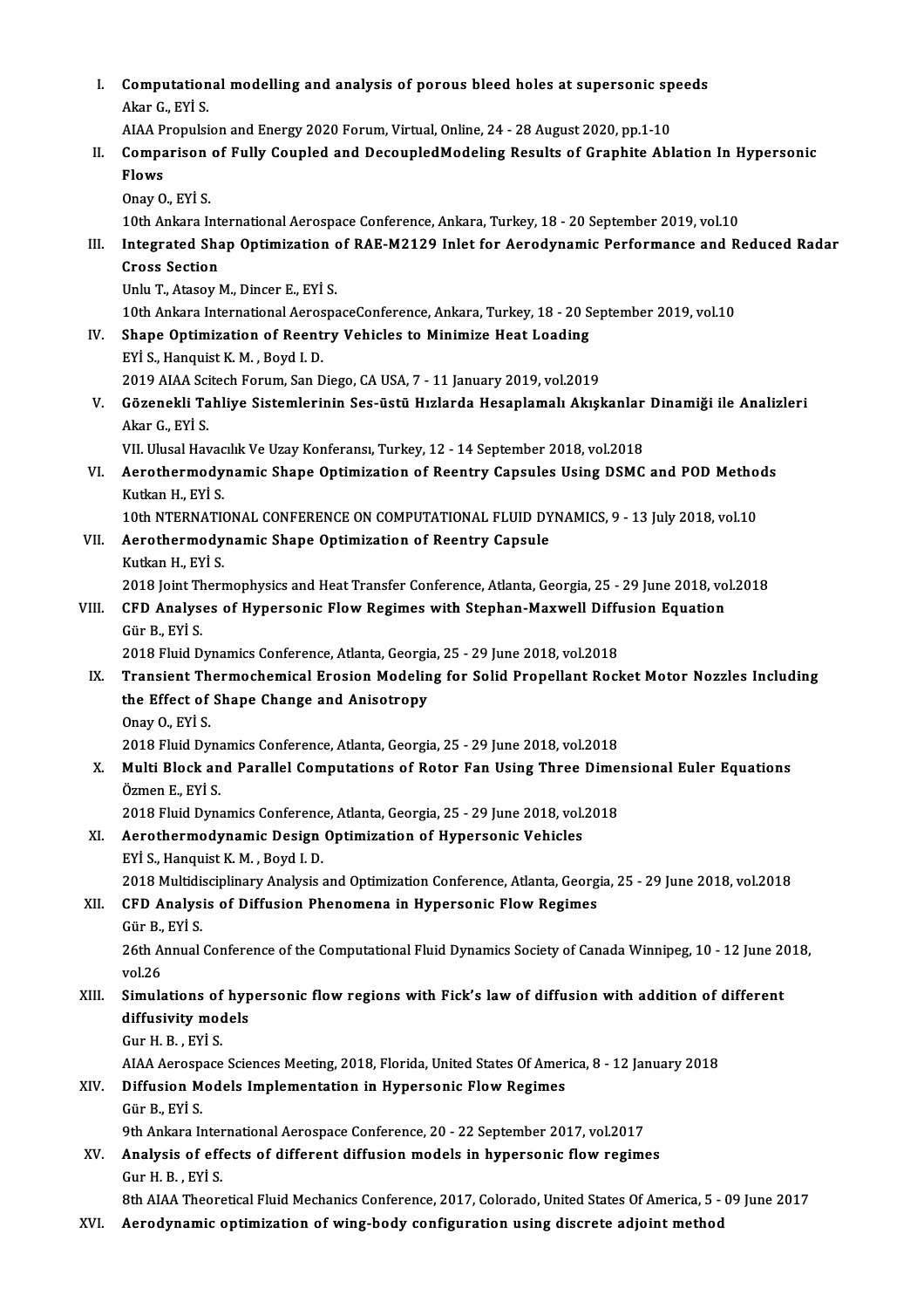I. **Computational modelling and analysis of porous bleed holes at supersonic speeds**
Akar G., EYİ S.
AIAA Propulsion and Energy 2020 Forum, Virtual, Online, 24 - 28 August 2020, pp.1-10

II. **Comparison of Fully Coupled and DecoupledModeling Results of Graphite Ablation In Hypersonic Flows**
Onay O., EYİ S.
10th Ankara International Aerospace Conference, Ankara, Turkey, 18 - 20 September 2019, vol.10

III. **Integrated Shap Optimization of RAE-M2129 Inlet for Aerodynamic Performance and Reduced Radar Cross Section**
Unlu T., Atasoy M., Dincer E., EYİ S.
10th Ankara International AerospaceConference, Ankara, Turkey, 18 - 20 September 2019, vol.10

IV. **Shape Optimization of Reentry Vehicles to Minimize Heat Loading**
EYİ S., Hanquist K. M. , Boyd I. D.
2019 AIAA Scitech Forum, San Diego, CA USA, 7 - 11 January 2019, vol.2019

V. **Gözenekli Tahliye Sistemlerinin Ses-üstü Hızlarda Hesaplamalı Akışkanlar Dinamiği ile Analizleri**
Akar G., EYİ S.
VII. Ulusal Havacılık Ve Uzay Konferansı, Turkey, 12 - 14 September 2018, vol.2018

VI. **Aerothermodynamic Shape Optimization of Reentry Capsules Using DSMC and POD Methods**
Kutkan H., EYİ S.
10th NTERNATIONAL CONFERENCE ON COMPUTATIONAL FLUID DYNAMICS, 9 - 13 July 2018, vol.10

VII. **Aerothermodynamic Shape Optimization of Reentry Capsule**
Kutkan H., EYİ S.
2018 Joint Thermophysics and Heat Transfer Conference, Atlanta, Georgia, 25 - 29 June 2018, vol.2018

VIII. **CFD Analyses of Hypersonic Flow Regimes with Stephan-Maxwell Diffusion Equation**
Gür B., EYİ S.
2018 Fluid Dynamics Conference, Atlanta, Georgia, 25 - 29 June 2018, vol.2018

IX. **Transient Thermochemical Erosion Modeling for Solid Propellant Rocket Motor Nozzles Including the Effect of Shape Change and Anisotropy**
Onay O., EYİ S.
2018 Fluid Dynamics Conference, Atlanta, Georgia, 25 - 29 June 2018, vol.2018

X. **Multi Block and Parallel Computations of Rotor Fan Using Three Dimensional Euler Equations**
Özmen E., EYİ S.
2018 Fluid Dynamics Conference, Atlanta, Georgia, 25 - 29 June 2018, vol.2018

XI. **Aerothermodynamic Design Optimization of Hypersonic Vehicles**
EYİ S., Hanquist K. M. , Boyd I. D.
2018 Multidisciplinary Analysis and Optimization Conference, Atlanta, Georgia, 25 - 29 June 2018, vol.2018

XII. **CFD Analysis of Diffusion Phenomena in Hypersonic Flow Regimes**
Gür B., EYİ S.
26th Annual Conference of the Computational Fluid Dynamics Society of Canada Winnipeg, 10 - 12 June 2018, vol.26

XIII. **Simulations of hypersonic flow regions with Fick's law of diffusion with addition of different diffusivity models**
Gur H. B. , EYİ S.
AIAA Aerospace Sciences Meeting, 2018, Florida, United States Of America, 8 - 12 January 2018

XIV. **Diffusion Models Implementation in Hypersonic Flow Regimes**
Gür B., EYİ S.
9th Ankara International Aerospace Conference, 20 - 22 September 2017, vol.2017

XV. **Analysis of effects of different diffusion models in hypersonic flow regimes**
Gur H. B. , EYİ S.
8th AIAA Theoretical Fluid Mechanics Conference, 2017, Colorado, United States Of America, 5 - 09 June 2017

XVI. **Aerodynamic optimization of wing-body configuration using discrete adjoint method**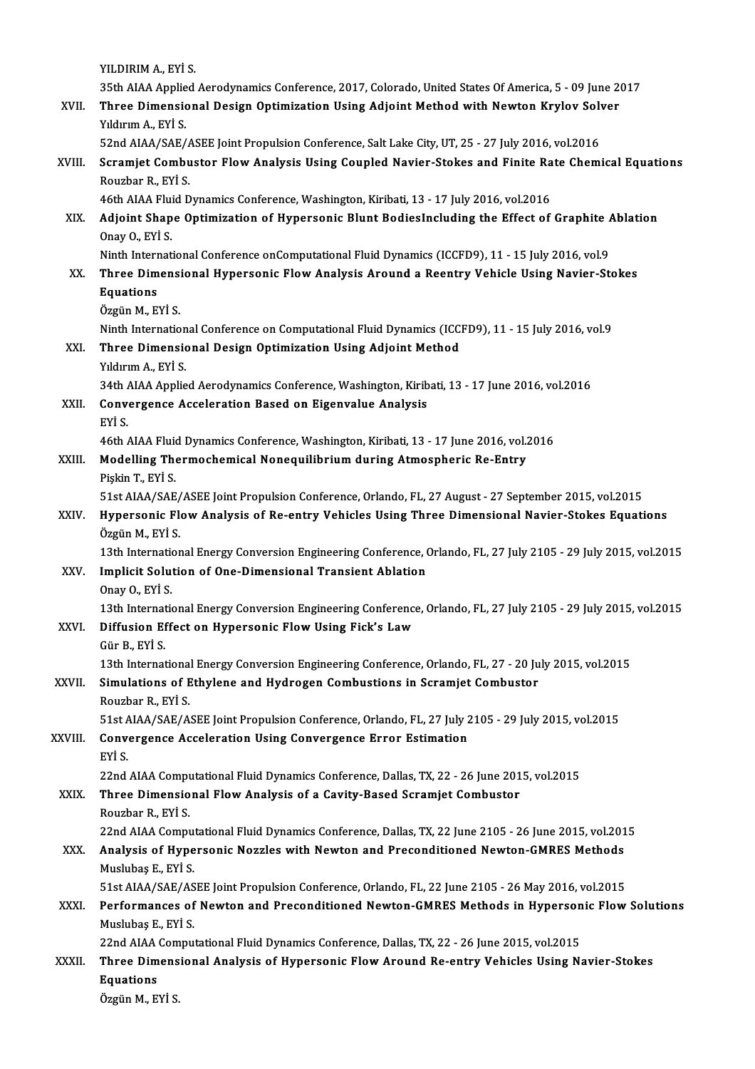YILDIRIM A., EYİ S.
35th AIAA Applied Aerodynamics Conference, 2017, Colorado, United States Of America, 5 - 09 June 2017

XVII. **Three Dimensional Design Optimization Using Adjoint Method with Newton Krylov Solver**
Yıldırım A., EYİ S.
52nd AIAA/SAE/ASEE Joint Propulsion Conference, Salt Lake City, UT, 25 - 27 July 2016, vol.2016

XVIII. **Scramjet Combustor Flow Analysis Using Coupled Navier-Stokes and Finite Rate Chemical Equations**
Rouzbar R., EYİ S.
46th AIAA Fluid Dynamics Conference, Washington, Kiribati, 13 - 17 July 2016, vol.2016

XIX. **Adjoint Shape Optimization of Hypersonic Blunt BodiesIncluding the Effect of Graphite Ablation**
Onay O., EYİ S.
Ninth International Conference onComputational Fluid Dynamics (ICCFD9), 11 - 15 July 2016, vol.9

XX. **Three Dimensional Hypersonic Flow Analysis Around a Reentry Vehicle Using Navier-Stokes Equations**
Özgün M., EYİ S.
Ninth International Conference on Computational Fluid Dynamics (ICCFD9), 11 - 15 July 2016, vol.9

XXI. **Three Dimensional Design Optimization Using Adjoint Method**
Yıldırım A., EYİ S.
34th AIAA Applied Aerodynamics Conference, Washington, Kiribati, 13 - 17 June 2016, vol.2016

XXII. **Convergence Acceleration Based on Eigenvalue Analysis**
EYİ S.
46th AIAA Fluid Dynamics Conference, Washington, Kiribati, 13 - 17 June 2016, vol.2016

XXIII. **Modelling Thermochemical Nonequilibrium during Atmospheric Re-Entry**
Pişkin T., EYİ S.
51st AIAA/SAE/ASEE Joint Propulsion Conference, Orlando, FL, 27 August - 27 September 2015, vol.2015

XXIV. **Hypersonic Flow Analysis of Re-entry Vehicles Using Three Dimensional Navier-Stokes Equations**
Özgün M., EYİ S.
13th International Energy Conversion Engineering Conference, Orlando, FL, 27 July 2105 - 29 July 2015, vol.2015

XXV. **Implicit Solution of One-Dimensional Transient Ablation**
Onay O., EYİ S.
13th International Energy Conversion Engineering Conference, Orlando, FL, 27 July 2105 - 29 July 2015, vol.2015

XXVI. **Diffusion Effect on Hypersonic Flow Using Fick's Law**
Gür B., EYİ S.
13th International Energy Conversion Engineering Conference, Orlando, FL, 27 - 20 July 2015, vol.2015

XXVII. **Simulations of Ethylene and Hydrogen Combustions in Scramjet Combustor**
Rouzbar R., EYİ S.
51st AIAA/SAE/ASEE Joint Propulsion Conference, Orlando, FL, 27 July 2105 - 29 July 2015, vol.2015

XXVIII. **Convergence Acceleration Using Convergence Error Estimation**
EYİ S.
22nd AIAA Computational Fluid Dynamics Conference, Dallas, TX, 22 - 26 June 2015, vol.2015

XXIX. **Three Dimensional Flow Analysis of a Cavity-Based Scramjet Combustor**
Rouzbar R., EYİ S.
22nd AIAA Computational Fluid Dynamics Conference, Dallas, TX, 22 June 2105 - 26 June 2015, vol.2015

XXX. **Analysis of Hypersonic Nozzles with Newton and Preconditioned Newton-GMRES Methods**
Muslubaş E., EYİ S.
51st AIAA/SAE/ASEE Joint Propulsion Conference, Orlando, FL, 22 June 2105 - 26 May 2016, vol.2015

XXXI. **Performances of Newton and Preconditioned Newton-GMRES Methods in Hypersonic Flow Solutions**
Muslubaş E., EYİ S.
22nd AIAA Computational Fluid Dynamics Conference, Dallas, TX, 22 - 26 June 2015, vol.2015

XXXII. **Three Dimensional Analysis of Hypersonic Flow Around Re-entry Vehicles Using Navier-Stokes Equations**
Özgün M., EYİ S.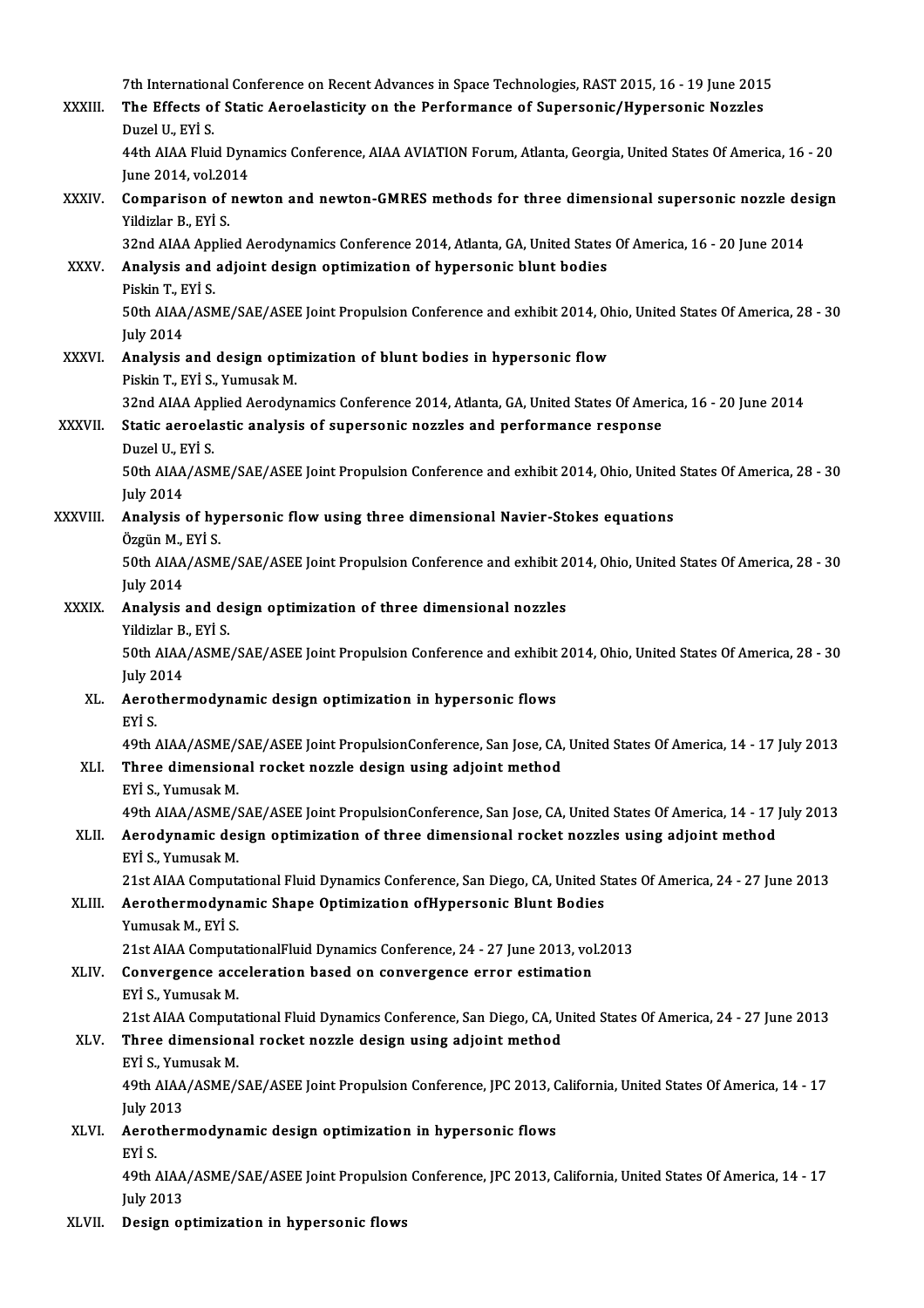7th International Conference on Recent Advances in Space Technologies, RAST 2015, 16 - 19 June 2015

XXXIII. **The Effects of Static Aeroelasticity on the Performance of Supersonic/Hypersonic Nozzles**
Duzel U., EYİ S.
44th AIAA Fluid Dynamics Conference, AIAA AVIATION Forum, Atlanta, Georgia, United States Of America, 16 - 20 June 2014, vol.2014

XXXIV. **Comparison of newton and newton-GMRES methods for three dimensional supersonic nozzle design**
Yildizlar B., EYİ S.
32nd AIAA Applied Aerodynamics Conference 2014, Atlanta, GA, United States Of America, 16 - 20 June 2014

XXXV. **Analysis and adjoint design optimization of hypersonic blunt bodies**
Piskin T., EYİ S.
50th AIAA/ASME/SAE/ASEE Joint Propulsion Conference and exhibit 2014, Ohio, United States Of America, 28 - 30 July 2014

XXXVI. **Analysis and design optimization of blunt bodies in hypersonic flow**
Piskin T., EYİ S., Yumusak M.
32nd AIAA Applied Aerodynamics Conference 2014, Atlanta, GA, United States Of America, 16 - 20 June 2014

XXXVII. **Static aeroelastic analysis of supersonic nozzles and performance response**
Duzel U., EYİ S.
50th AIAA/ASME/SAE/ASEE Joint Propulsion Conference and exhibit 2014, Ohio, United States Of America, 28 - 30 July 2014

XXXVIII. **Analysis of hypersonic flow using three dimensional Navier-Stokes equations**
Özgün M., EYİ S.
50th AIAA/ASME/SAE/ASEE Joint Propulsion Conference and exhibit 2014, Ohio, United States Of America, 28 - 30 July 2014

XXXIX. **Analysis and design optimization of three dimensional nozzles**
Yildizlar B., EYİ S.
50th AIAA/ASME/SAE/ASEE Joint Propulsion Conference and exhibit 2014, Ohio, United States Of America, 28 - 30 July 2014

XL. **Aerothermodynamic design optimization in hypersonic flows**
EYİ S.
49th AIAA/ASME/SAE/ASEE Joint PropulsionConference, San Jose, CA, United States Of America, 14 - 17 July 2013

XLI. **Three dimensional rocket nozzle design using adjoint method**
EYİ S., Yumusak M.
49th AIAA/ASME/SAE/ASEE Joint PropulsionConference, San Jose, CA, United States Of America, 14 - 17 July 2013

XLII. **Aerodynamic design optimization of three dimensional rocket nozzles using adjoint method**
EYİ S., Yumusak M.
21st AIAA Computational Fluid Dynamics Conference, San Diego, CA, United States Of America, 24 - 27 June 2013

XLIII. **Aerothermodynamic Shape Optimization ofHypersonic Blunt Bodies**
Yumusak M., EYİ S.
21st AIAA ComputationalFluid Dynamics Conference, 24 - 27 June 2013, vol.2013

XLIV. **Convergence acceleration based on convergence error estimation**
EYİ S., Yumusak M.
21st AIAA Computational Fluid Dynamics Conference, San Diego, CA, United States Of America, 24 - 27 June 2013

XLV. **Three dimensional rocket nozzle design using adjoint method**
EYİ S., Yumusak M.
49th AIAA/ASME/SAE/ASEE Joint Propulsion Conference, JPC 2013, California, United States Of America, 14 - 17 July 2013

XLVI. **Aerothermodynamic design optimization in hypersonic flows**
EYİ S.
49th AIAA/ASME/SAE/ASEE Joint Propulsion Conference, JPC 2013, California, United States Of America, 14 - 17 July 2013

XLVII. **Design optimization in hypersonic flows**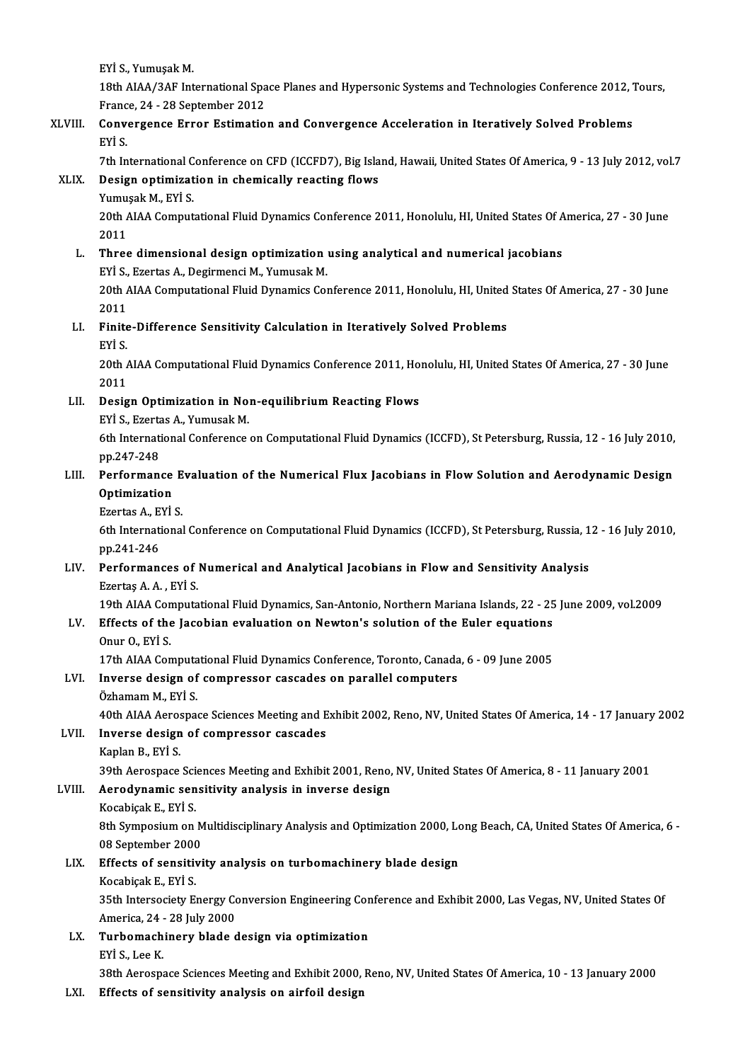EYİ S., Yumuşak M.
18th AIAA/3AF International Space Planes and Hypersonic Systems and Technologies Conference 2012, Tours, France, 24 - 28 September 2012

XLVIII. **Convergence Error Estimation and Convergence Acceleration in Iteratively Solved Problems**
EYİ S.
7th International Conference on CFD (ICCFD7), Big Island, Hawaii, United States Of America, 9 - 13 July 2012, vol.7

XLIX. **Design optimization in chemically reacting flows**
Yumuşak M., EYİ S.
20th AIAA Computational Fluid Dynamics Conference 2011, Honolulu, HI, United States Of America, 27 - 30 June 2011

L. **Three dimensional design optimization using analytical and numerical jacobians**
EYİ S., Ezertas A., Degirmenci M., Yumusak M.
20th AIAA Computational Fluid Dynamics Conference 2011, Honolulu, HI, United States Of America, 27 - 30 June 2011

LI. **Finite-Difference Sensitivity Calculation in Iteratively Solved Problems**
EYİ S.
20th AIAA Computational Fluid Dynamics Conference 2011, Honolulu, HI, United States Of America, 27 - 30 June 2011

LII. **Design Optimization in Non-equilibrium Reacting Flows**
EYİ S., Ezertas A., Yumusak M.
6th International Conference on Computational Fluid Dynamics (ICCFD), St Petersburg, Russia, 12 - 16 July 2010, pp.247-248

LIII. **Performance Evaluation of the Numerical Flux Jacobians in Flow Solution and Aerodynamic Design Optimization**
Ezertas A., EYİ S.
6th International Conference on Computational Fluid Dynamics (ICCFD), St Petersburg, Russia, 12 - 16 July 2010, pp.241-246

LIV. **Performances of Numerical and Analytical Jacobians in Flow and Sensitivity Analysis**
Ezertaş A. A. , EYİ S.
19th AIAA Computational Fluid Dynamics, San-Antonio, Northern Mariana Islands, 22 - 25 June 2009, vol.2009

LV. **Effects of the Jacobian evaluation on Newton's solution of the Euler equations**
Onur O., EYİ S.
17th AIAA Computational Fluid Dynamics Conference, Toronto, Canada, 6 - 09 June 2005

LVI. **Inverse design of compressor cascades on parallel computers**
Özhamam M., EYİ S.
40th AIAA Aerospace Sciences Meeting and Exhibit 2002, Reno, NV, United States Of America, 14 - 17 January 2002

LVII. **Inverse design of compressor cascades**
Kaplan B., EYİ S.
39th Aerospace Sciences Meeting and Exhibit 2001, Reno, NV, United States Of America, 8 - 11 January 2001

LVIII. **Aerodynamic sensitivity analysis in inverse design**
Kocabiçak E., EYİ S.
8th Symposium on Multidisciplinary Analysis and Optimization 2000, Long Beach, CA, United States Of America, 6 - 08 September 2000

LIX. **Effects of sensitivity analysis on turbomachinery blade design**
Kocabiçak E., EYİ S.
35th Intersociety Energy Conversion Engineering Conference and Exhibit 2000, Las Vegas, NV, United States Of America, 24 - 28 July 2000

LX. **Turbomachinery blade design via optimization**
EYİ S., Lee K.
38th Aerospace Sciences Meeting and Exhibit 2000, Reno, NV, United States Of America, 10 - 13 January 2000

LXI. **Effects of sensitivity analysis on airfoil design**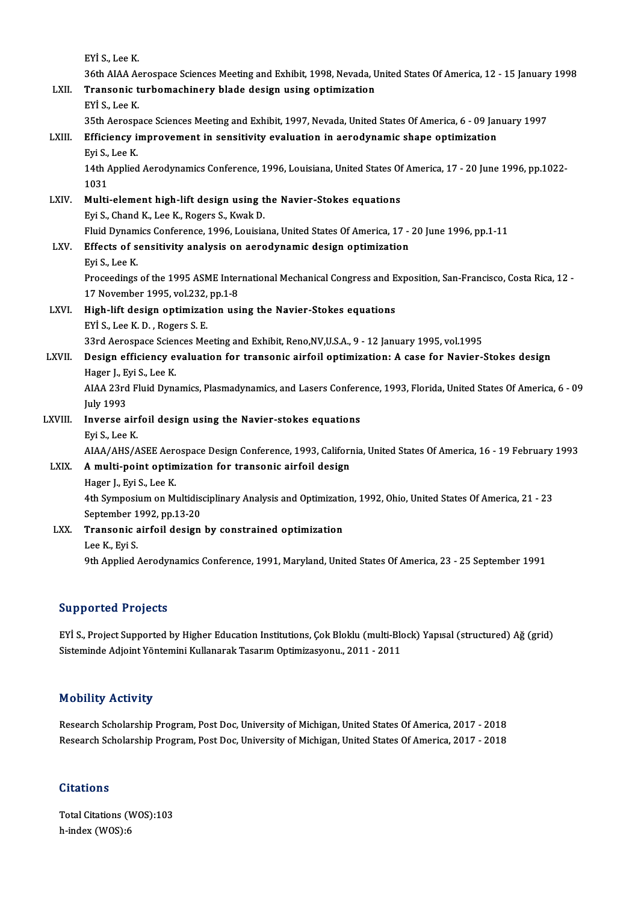EYİ S., Lee K.
36th AIAA Aerospace Sciences Meeting and Exhibit, 1998, Nevada, United States Of America, 12 - 15 January 1998

LXII. **Transonic turbomachinery blade design using optimization**
EYİ S., Lee K.
35th Aerospace Sciences Meeting and Exhibit, 1997, Nevada, United States Of America, 6 - 09 January 1997

LXIII. **Efficiency improvement in sensitivity evaluation in aerodynamic shape optimization**
Eyi S., Lee K.
14th Applied Aerodynamics Conference, 1996, Louisiana, United States Of America, 17 - 20 June 1996, pp.1022-1031

LXIV. **Multi-element high-lift design using the Navier-Stokes equations**
Eyi S., Chand K., Lee K., Rogers S., Kwak D.
Fluid Dynamics Conference, 1996, Louisiana, United States Of America, 17 - 20 June 1996, pp.1-11

LXV. **Effects of sensitivity analysis on aerodynamic design optimization**
Eyi S., Lee K.
Proceedings of the 1995 ASME International Mechanical Congress and Exposition, San-Francisco, Costa Rica, 12 - 17 November 1995, vol.232, pp.1-8

LXVI. **High-lift design optimization using the Navier-Stokes equations**
EYİ S., Lee K. D. , Rogers S. E.
33rd Aerospace Sciences Meeting and Exhibit, Reno,NV,U.S.A., 9 - 12 January 1995, vol.1995

LXVII. **Design efficiency evaluation for transonic airfoil optimization: A case for Navier-Stokes design**
Hager J., Eyi S., Lee K.
AIAA 23rd Fluid Dynamics, Plasmadynamics, and Lasers Conference, 1993, Florida, United States Of America, 6 - 09 July 1993

LXVIII. **Inverse airfoil design using the Navier-stokes equations**
Eyi S., Lee K.
AIAA/AHS/ASEE Aerospace Design Conference, 1993, California, United States Of America, 16 - 19 February 1993

LXIX. **A multi-point optimization for transonic airfoil design**
Hager J., Eyi S., Lee K.
4th Symposium on Multidisciplinary Analysis and Optimization, 1992, Ohio, United States Of America, 21 - 23 September 1992, pp.13-20

LXX. **Transonic airfoil design by constrained optimization**
Lee K., Eyi S.
9th Applied Aerodynamics Conference, 1991, Maryland, United States Of America, 23 - 25 September 1991

## Supported Projects

EYİ S., Project Supported by Higher Education Institutions, Çok Bloklu (multi-Block) Yapısal (structured) Ağ (grid) Sisteminde Adjoint Yöntemini Kullanarak Tasarım Optimizasyonu., 2011 - 2011

## Mobility Activity

Research Scholarship Program, Post Doc, University of Michigan, United States Of America, 2017 - 2018
Research Scholarship Program, Post Doc, University of Michigan, United States Of America, 2017 - 2018

## Citations

Total Citations (WOS):103
h-index (WOS):6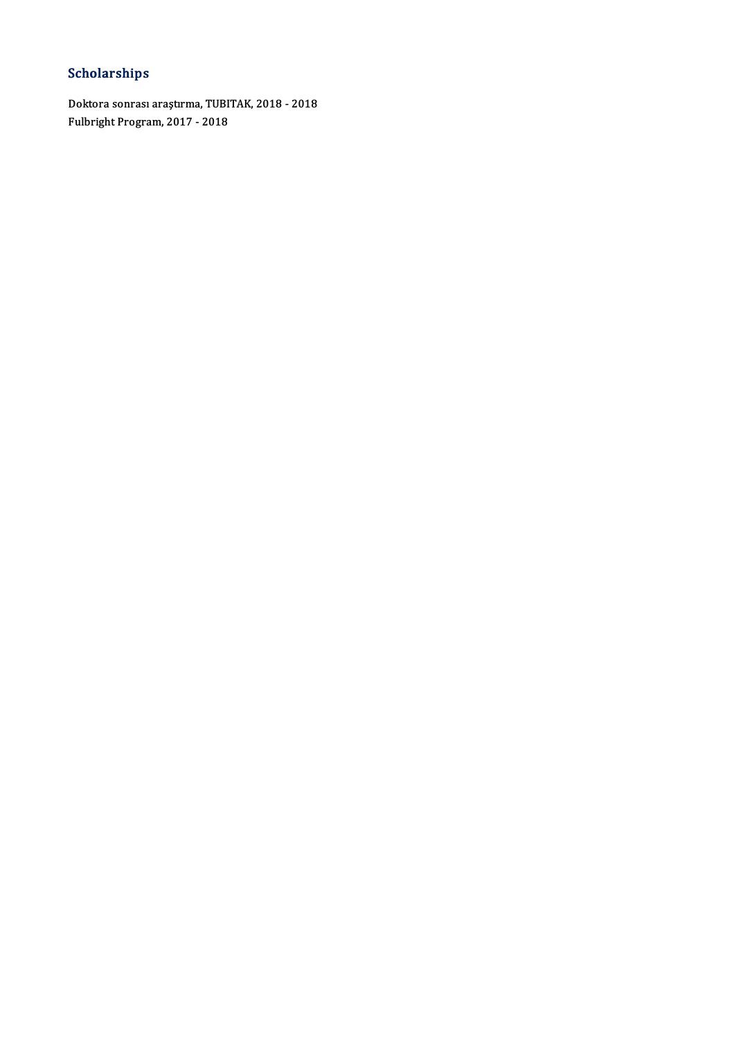## Scholarships

Doktora sonrası araştırma, TUBITAK, 2018 - 2018
Fulbright Program, 2017 - 2018